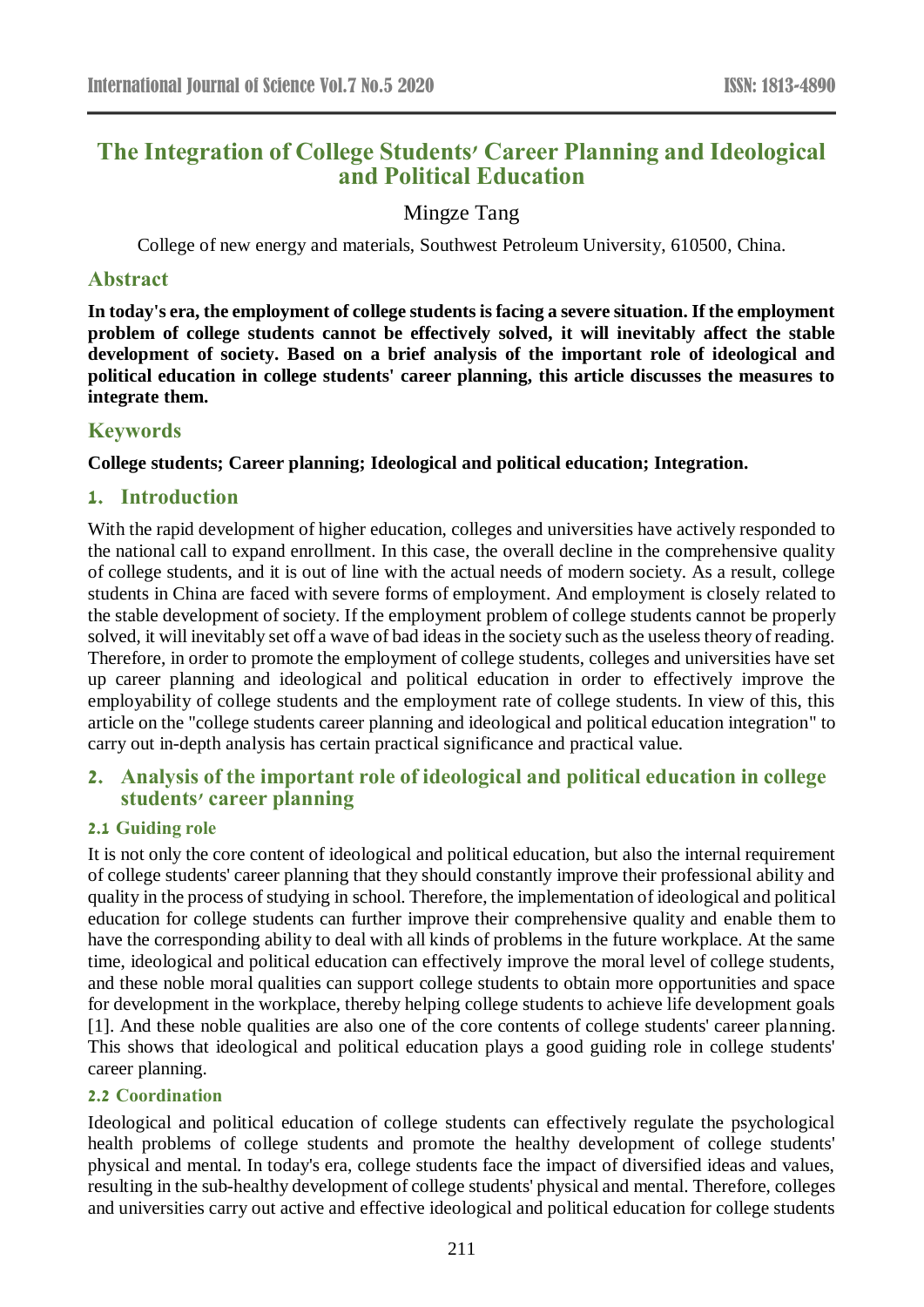# The Integration of College Students' Career Planning and Ideological and Political Education

Mingze Tang

College of new energy and materials, Southwest Petroleum University, 610500, China.

## Abstract

**In today's era, the employment of college students is facing a severe situation. If the employment problem of college students cannot be effectively solved, it will inevitably affect the stable development of society. Based on a brief analysis of the important role of ideological and political education in college students' career planning, this article discusses the measures to integrate them.**

## Keywords

**College students; Career planning; Ideological and political education; Integration.**

## 1. Introduction

With the rapid development of higher education, colleges and universities have actively responded to the national call to expand enrollment. In this case, the overall decline in the comprehensive quality of college students, and it is out of line with the actual needs of modern society. As a result, college students in China are faced with severe forms of employment. And employment is closely related to the stable development of society. If the employment problem of college students cannot be properly solved, it will inevitably set off a wave of bad ideas in the society such as the useless theory of reading. Therefore, in order to promote the employment of college students, colleges and universities have set up career planning and ideological and political education in order to effectively improve the employability of college students and the employment rate of college students. In view of this, this article on the "college students career planning and ideological and political education integration" to carry out in-depth analysis has certain practical significance and practical value.

## 2. Analysis of the important role of ideological and political education in college students' career planning

### 2.1 Guiding role

It is not only the core content of ideological and political education, but also the internal requirement of college students' career planning that they should constantly improve their professional ability and quality in the process of studying in school. Therefore, the implementation of ideological and political education for college students can further improve their comprehensive quality and enable them to have the corresponding ability to deal with all kinds of problems in the future workplace. At the same time, ideological and political education can effectively improve the moral level of college students, and these noble moral qualities can support college students to obtain more opportunities and space for development in the workplace, thereby helping college students to achieve life development goals [1]. And these noble qualities are also one of the core contents of college students' career planning. This shows that ideological and political education plays a good guiding role in college students' career planning.

### 2.2 Coordination

Ideological and political education of college students can effectively regulate the psychological health problems of college students and promote the healthy development of college students' physical and mental. In today's era, college students face the impact of diversified ideas and values, resulting in the sub-healthy development of college students' physical and mental. Therefore, colleges and universities carry out active and effective ideological and political education for college students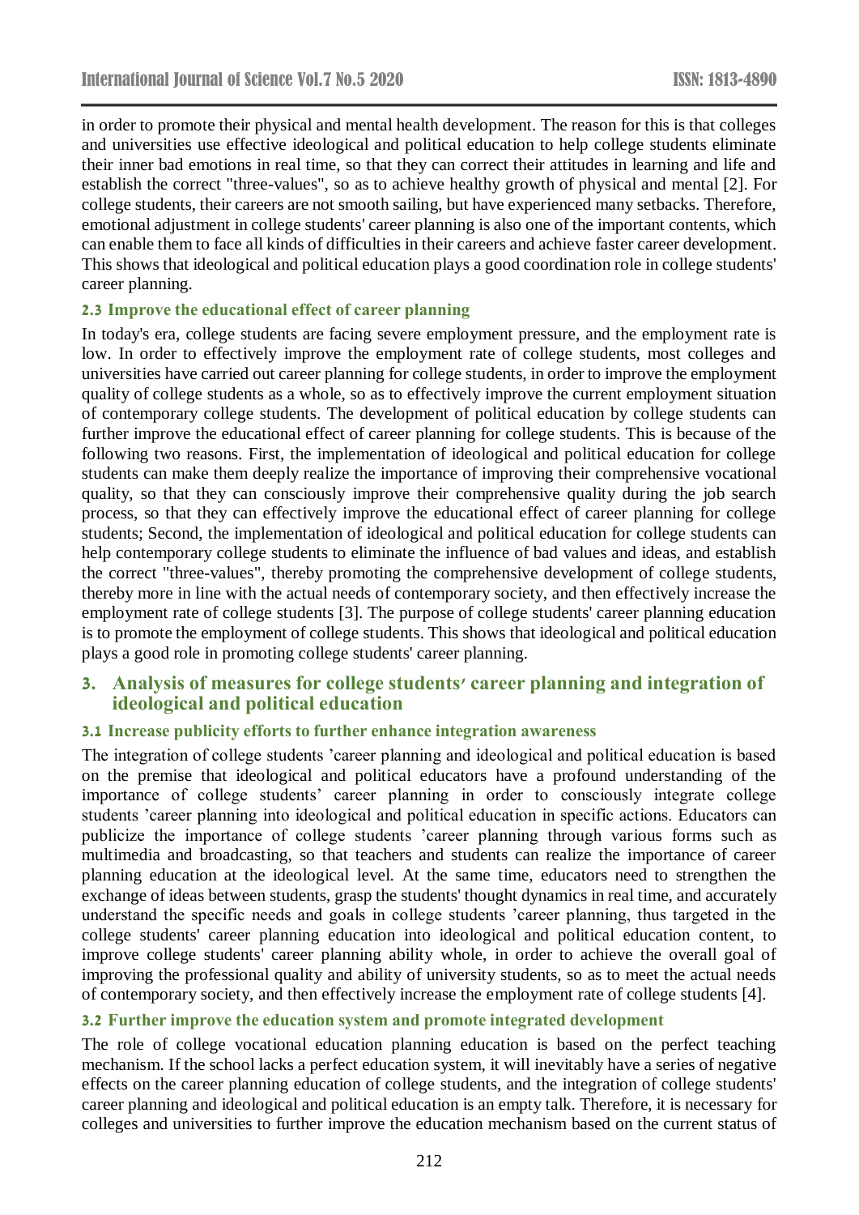in order to promote their physical and mental health development. The reason for this is that colleges and universities use effective ideological and political education to help college students eliminate their inner bad emotions in real time, so that they can correct their attitudes in learning and life and establish the correct "three-values", so as to achieve healthy growth of physical and mental [2]. For college students, their careers are not smooth sailing, but have experienced many setbacks. Therefore, emotional adjustment in college students' career planning is also one of the important contents, which can enable them to face all kinds of difficulties in their careers and achieve faster career development. This shows that ideological and political education plays a good coordination role in college students' career planning.

### 2.3 Improve the educational effect of career planning

In today's era, college students are facing severe employment pressure, and the employment rate is low. In order to effectively improve the employment rate of college students, most colleges and universities have carried out career planning for college students, in order to improve the employment quality of college students as a whole, so as to effectively improve the current employment situation of contemporary college students. The development of political education by college students can further improve the educational effect of career planning for college students. This is because of the following two reasons. First, the implementation of ideological and political education for college students can make them deeply realize the importance of improving their comprehensive vocational quality, so that they can consciously improve their comprehensive quality during the job search process, so that they can effectively improve the educational effect of career planning for college students; Second, the implementation of ideological and political education for college students can help contemporary college students to eliminate the influence of bad values and ideas, and establish the correct "three-values", thereby promoting the comprehensive development of college students, thereby more in line with the actual needs of contemporary society, and then effectively increase the employment rate of college students [3]. The purpose of college students' career planning education is to promote the employment of college students. This shows that ideological and political education plays a good role in promoting college students' career planning.

## 3. Analysis of measures for college students' career planning and integration of ideological and political education

### 3.1 Increase publicity efforts to further enhance integration awareness

The integration of college students 'career planning and ideological and political education is based on the premise that ideological and political educators have a profound understanding of the importance of college students' career planning in order to consciously integrate college students 'career planning into ideological and political education in specific actions. Educators can publicize the importance of college students 'career planning through various forms such as multimedia and broadcasting, so that teachers and students can realize the importance of career planning education at the ideological level. At the same time, educators need to strengthen the exchange of ideas between students, grasp the students' thought dynamics in real time, and accurately understand the specific needs and goals in college students 'career planning, thus targeted in the college students' career planning education into ideological and political education content, to improve college students' career planning ability whole, in order to achieve the overall goal of improving the professional quality and ability of university students, so as to meet the actual needs of contemporary society, and then effectively increase the employment rate of college students [4].

### 3.2 Further improve the education system and promote integrated development

The role of college vocational education planning education is based on the perfect teaching mechanism. If the school lacks a perfect education system, it will inevitably have a series of negative effects on the career planning education of college students, and the integration of college students' career planning and ideological and political education is an empty talk. Therefore, it is necessary for colleges and universities to further improve the education mechanism based on the current status of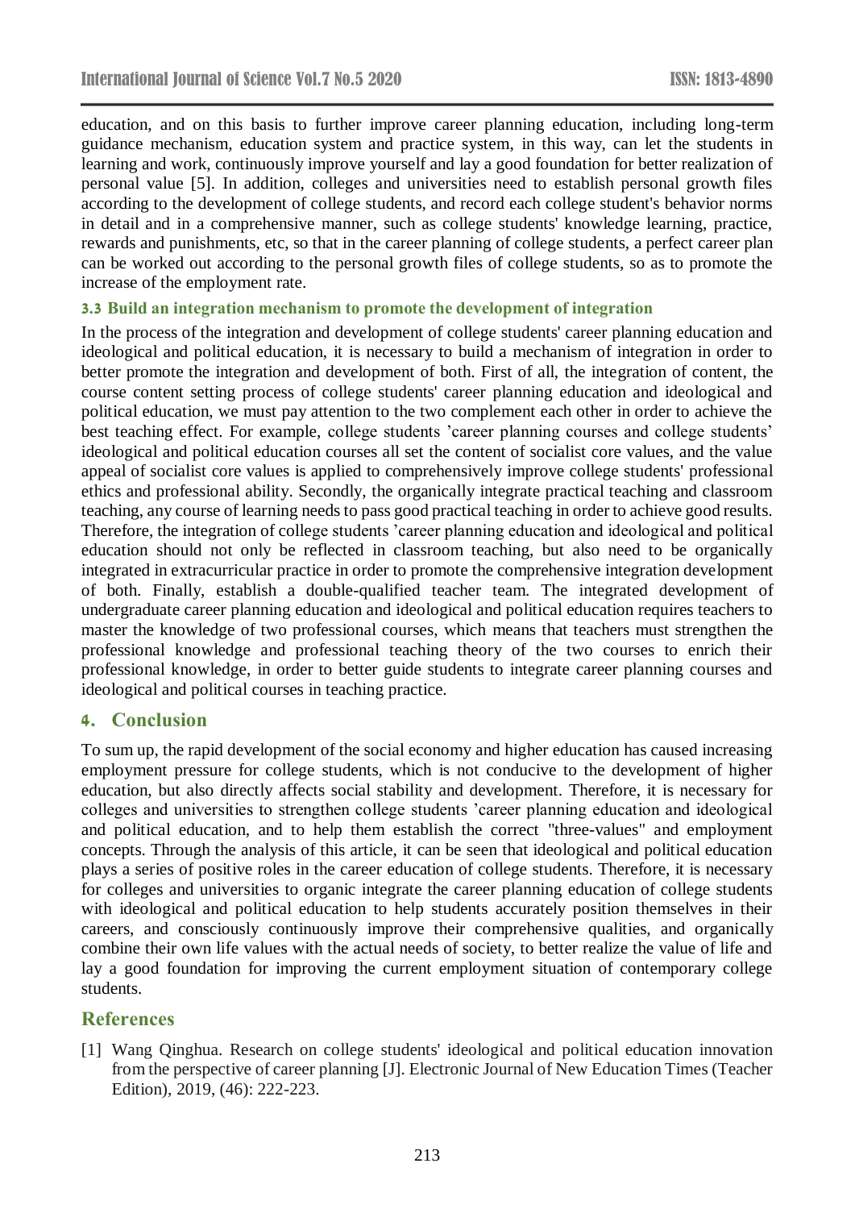education, and on this basis to further improve career planning education, including long-term guidance mechanism, education system and practice system, in this way, can let the students in learning and work, continuously improve yourself and lay a good foundation for better realization of personal value [5]. In addition, colleges and universities need to establish personal growth files according to the development of college students, and record each college student's behavior norms in detail and in a comprehensive manner, such as college students' knowledge learning, practice, rewards and punishments, etc, so that in the career planning of college students, a perfect career plan can be worked out according to the personal growth files of college students, so as to promote the increase of the employment rate.

### 3.3 Build an integration mechanism to promote the development of integration

In the process of the integration and development of college students' career planning education and ideological and political education, it is necessary to build a mechanism of integration in order to better promote the integration and development of both. First of all, the integration of content, the course content setting process of college students' career planning education and ideological and political education, we must pay attention to the two complement each other in order to achieve the best teaching effect. For example, college students 'career planning courses and college students' ideological and political education courses all set the content of socialist core values, and the value appeal of socialist core values is applied to comprehensively improve college students' professional ethics and professional ability. Secondly, the organically integrate practical teaching and classroom teaching, any course of learning needs to pass good practical teaching in order to achieve good results. Therefore, the integration of college students 'career planning education and ideological and political education should not only be reflected in classroom teaching, but also need to be organically integrated in extracurricular practice in order to promote the comprehensive integration development of both. Finally, establish a double-qualified teacher team. The integrated development of undergraduate career planning education and ideological and political education requires teachers to master the knowledge of two professional courses, which means that teachers must strengthen the professional knowledge and professional teaching theory of the two courses to enrich their professional knowledge, in order to better guide students to integrate career planning courses and ideological and political courses in teaching practice.

## 4. Conclusion

To sum up, the rapid development of the social economy and higher education has caused increasing employment pressure for college students, which is not conducive to the development of higher education, but also directly affects social stability and development. Therefore, it is necessary for colleges and universities to strengthen college students 'career planning education and ideological and political education, and to help them establish the correct "three-values" and employment concepts. Through the analysis of this article, it can be seen that ideological and political education plays a series of positive roles in the career education of college students. Therefore, it is necessary for colleges and universities to organic integrate the career planning education of college students with ideological and political education to help students accurately position themselves in their careers, and consciously continuously improve their comprehensive qualities, and organically combine their own life values with the actual needs of society, to better realize the value of life and lay a good foundation for improving the current employment situation of contemporary college students.

## References

[1] Wang Qinghua. Research on college students' ideological and political education innovation from the perspective of career planning [J]. Electronic Journal of New Education Times (Teacher Edition), 2019, (46): 222-223.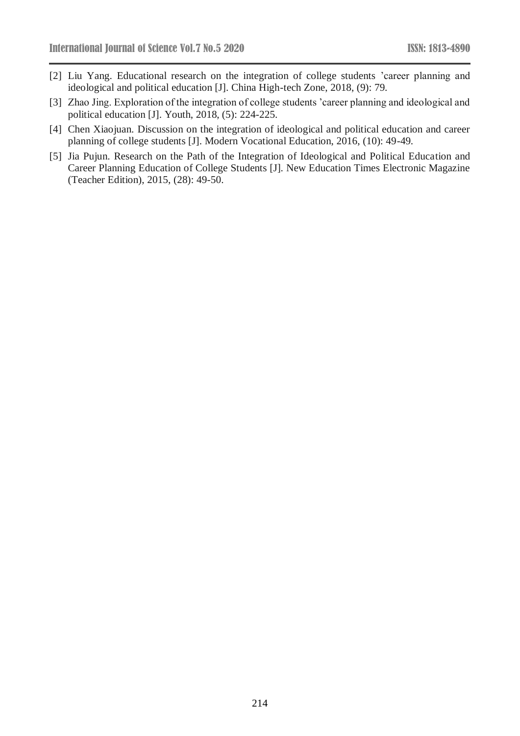[2] Liu Yang. Educational research on the integration of college students 'career planning and ideological and political education [J]. China High-tech Zone, 2018, (9): 79.

[3] Zhao Jing. Exploration of the integration of college students 'career planning and ideological and political education [J]. Youth, 2018, (5): 224-225.

[4] Chen Xiaojuan. Discussion on the integration of ideological and political education and career planning of college students [J]. Modern Vocational Education, 2016, (10): 49-49.

[5] Jia Pujun. Research on the Path of the Integration of Ideological and Political Education and Career Planning Education of College Students [J]. New Education Times Electronic Magazine (Teacher Edition), 2015, (28): 49-50.